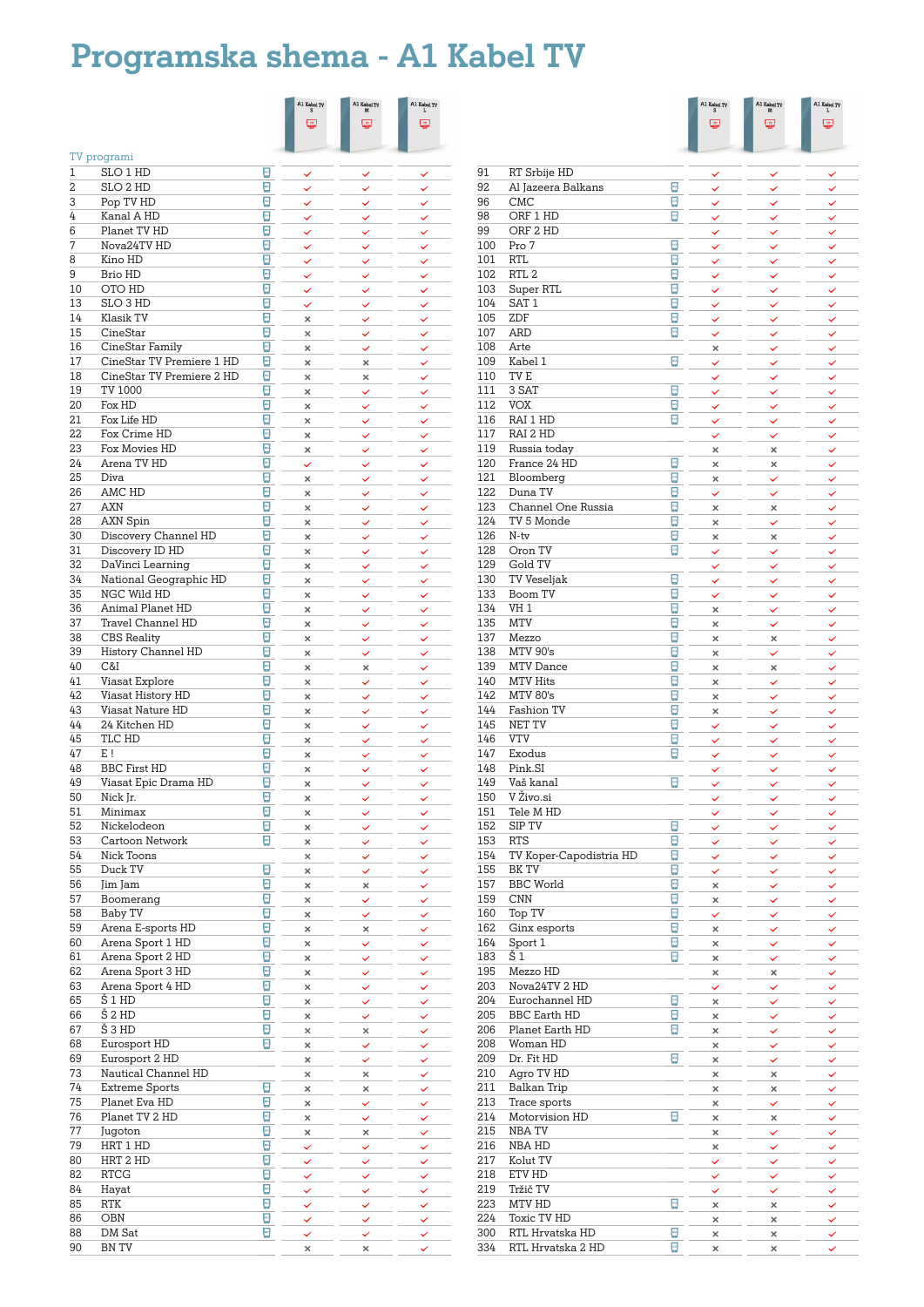# Programska shema - A1 Kabel TV

| TV programi | | A1 Kabel TV S | A1 Kabel TV M | A1 Kabel TV L |
|---|---|---|---|---|
| 1 | SLO 1 HD | ✓ | ✓ | ✓ |
| 2 | SLO 2 HD | ✓ | ✓ | ✓ |
| 3 | Pop TV HD | ✓ | ✓ | ✓ |
| 4 | Kanal A HD | ✓ | ✓ | ✓ |
| 6 | Planet TV HD | ✓ | ✓ | ✓ |
| 7 | Nova24TV HD | ✓ | ✓ | ✓ |
| 8 | Kino HD | ✓ | ✓ | ✓ |
| 9 | Brio HD | ✓ | ✓ | ✓ |
| 10 | OTO HD | ✓ | ✓ | ✓ |
| 13 | SLO 3 HD | ✓ | ✓ | ✓ |
| 14 | Klasik TV | × | ✓ | ✓ |
| 15 | CineStar | × | ✓ | ✓ |
| 16 | CineStar Family | × | ✓ | ✓ |
| 17 | CineStar TV Premiere 1 HD | × | × | ✓ |
| 18 | CineStar TV Premiere 2 HD | × | × | ✓ |
| 19 | TV 1000 | × | ✓ | ✓ |
| 20 | Fox HD | × | ✓ | ✓ |
| 21 | Fox Life HD | × | ✓ | ✓ |
| 22 | Fox Crime HD | × | ✓ | ✓ |
| 23 | Fox Movies HD | × | ✓ | ✓ |
| 24 | Arena TV HD | ✓ | ✓ | ✓ |
| 25 | Diva | × | ✓ | ✓ |
| 26 | AMC HD | × | ✓ | ✓ |
| 27 | AXN | × | ✓ | ✓ |
| 28 | AXN Spin | × | ✓ | ✓ |
| 30 | Discovery Channel HD | × | ✓ | ✓ |
| 31 | Discovery ID HD | × | ✓ | ✓ |
| 32 | DaVinci Learning | × | ✓ | ✓ |
| 34 | National Geographic HD | × | ✓ | ✓ |
| 35 | NGC Wild HD | × | ✓ | ✓ |
| 36 | Animal Planet HD | × | ✓ | ✓ |
| 37 | Travel Channel HD | × | ✓ | ✓ |
| 38 | CBS Reality | × | ✓ | ✓ |
| 39 | History Channel HD | × | ✓ | ✓ |
| 40 | C&I | × | × | ✓ |
| 41 | Viasat Explore | × | ✓ | ✓ |
| 42 | Viasat History HD | × | ✓ | ✓ |
| 43 | Viasat Nature HD | × | ✓ | ✓ |
| 44 | 24 Kitchen HD | × | ✓ | ✓ |
| 45 | TLC HD | × | ✓ | ✓ |
| 47 | E ! | × | ✓ | ✓ |
| 48 | BBC First HD | × | ✓ | ✓ |
| 49 | Viasat Epic Drama HD | × | ✓ | ✓ |
| 50 | Nick Jr. | × | ✓ | ✓ |
| 51 | Minimax | × | ✓ | ✓ |
| 52 | Nickelodeon | × | ✓ | ✓ |
| 53 | Cartoon Network | × | ✓ | ✓ |
| 54 | Nick Toons | × | ✓ | ✓ |
| 55 | Duck TV | × | ✓ | ✓ |
| 56 | Jim Jam | × | × | ✓ |
| 57 | Boomerang | × | ✓ | ✓ |
| 58 | Baby TV | × | ✓ | ✓ |
| 59 | Arena E-sports HD | × | × | ✓ |
| 60 | Arena Sport 1 HD | × | ✓ | ✓ |
| 61 | Arena Sport 2 HD | × | ✓ | ✓ |
| 62 | Arena Sport 3 HD | × | ✓ | ✓ |
| 63 | Arena Sport 4 HD | × | ✓ | ✓ |
| 65 | Š 1 HD | × | ✓ | ✓ |
| 66 | Š 2 HD | × | ✓ | ✓ |
| 67 | Š 3 HD | × | × | ✓ |
| 68 | Eurosport HD | × | ✓ | ✓ |
| 69 | Eurosport 2 HD | × | ✓ | ✓ |
| 73 | Nautical Channel HD | × | × | ✓ |
| 74 | Extreme Sports | × | × | ✓ |
| 75 | Planet Eva HD | × | ✓ | ✓ |
| 76 | Planet TV 2 HD | × | ✓ | ✓ |
| 77 | Jugoton | × | × | ✓ |
| 79 | HRT 1 HD | ✓ | ✓ | ✓ |
| 80 | HRT 2 HD | ✓ | ✓ | ✓ |
| 82 | RTCG | ✓ | ✓ | ✓ |
| 84 | Hayat | ✓ | ✓ | ✓ |
| 85 | RTK | ✓ | ✓ | ✓ |
| 86 | OBN | ✓ | ✓ | ✓ |
| 88 | DM Sat | ✓ | ✓ | ✓ |
| 90 | BN TV | × | × | ✓ |
| 91 | RT Srbije HD | ✓ | ✓ | ✓ |
| 92 | Al Jazeera Balkans | ✓ | ✓ | ✓ |
| 96 | CMC | ✓ | ✓ | ✓ |
| 98 | ORF 1 HD | ✓ | ✓ | ✓ |
| 99 | ORF 2 HD | ✓ | ✓ | ✓ |
| 100 | Pro 7 | ✓ | ✓ | ✓ |
| 101 | RTL | ✓ | ✓ | ✓ |
| 102 | RTL 2 | ✓ | ✓ | ✓ |
| 103 | Super RTL | ✓ | ✓ | ✓ |
| 104 | SAT 1 | ✓ | ✓ | ✓ |
| 105 | ZDF | ✓ | ✓ | ✓ |
| 107 | ARD | ✓ | ✓ | ✓ |
| 108 | Arte | × | ✓ | ✓ |
| 109 | Kabel 1 | ✓ | ✓ | ✓ |
| 110 | TV E | ✓ | ✓ | ✓ |
| 111 | 3 SAT | ✓ | ✓ | ✓ |
| 112 | VOX | ✓ | ✓ | ✓ |
| 116 | RAI 1 HD | ✓ | ✓ | ✓ |
| 117 | RAI 2 HD | ✓ | ✓ | ✓ |
| 119 | Russia today | × | × | ✓ |
| 120 | France 24 HD | × | × | ✓ |
| 121 | Bloomberg | × | ✓ | ✓ |
| 122 | Duna TV | ✓ | ✓ | ✓ |
| 123 | Channel One Russia | × | × | ✓ |
| 124 | TV 5 Monde | × | ✓ | ✓ |
| 126 | N-tv | × | × | ✓ |
| 128 | Oron TV | × | ✓ | ✓ |
| 129 | Gold TV | ✓ | ✓ | ✓ |
| 130 | TV Veseljak | ✓ | ✓ | ✓ |
| 133 | Boom TV | ✓ | ✓ | ✓ |
| 134 | VH 1 | × | ✓ | ✓ |
| 135 | MTV | × | ✓ | ✓ |
| 137 | Mezzo | × | × | ✓ |
| 138 | MTV 90's | × | ✓ | ✓ |
| 139 | MTV Dance | × | × | ✓ |
| 140 | MTV Hits | × | ✓ | ✓ |
| 142 | MTV 80's | × | ✓ | ✓ |
| 144 | Fashion TV | × | ✓ | ✓ |
| 145 | NET TV | ✓ | ✓ | ✓ |
| 146 | VTV | ✓ | ✓ | ✓ |
| 147 | Exodus | ✓ | ✓ | ✓ |
| 148 | Pink.SI | ✓ | ✓ | ✓ |
| 149 | Vaš kanal | ✓ | ✓ | ✓ |
| 150 | V Živo.si | ✓ | ✓ | ✓ |
| 151 | Tele M HD | ✓ | ✓ | ✓ |
| 152 | SIP TV | ✓ | ✓ | ✓ |
| 153 | RTS | ✓ | ✓ | ✓ |
| 154 | TV Koper-Capodistria HD | ✓ | ✓ | ✓ |
| 155 | BK TV | ✓ | ✓ | ✓ |
| 157 | BBC World | × | ✓ | ✓ |
| 159 | CNN | × | ✓ | ✓ |
| 160 | Top TV | ✓ | ✓ | ✓ |
| 162 | Ginx esports | × | ✓ | ✓ |
| 164 | Sport 1 | × | ✓ | ✓ |
| 183 | Š 1 | × | ✓ | ✓ |
| 195 | Mezzo HD | × | × | ✓ |
| 203 | Nova24TV 2 HD | ✓ | ✓ | ✓ |
| 204 | Eurochannel HD | × | ✓ | ✓ |
| 205 | BBC Earth HD | × | ✓ | ✓ |
| 206 | Planet Earth HD | × | ✓ | ✓ |
| 208 | Woman HD | × | ✓ | ✓ |
| 209 | Dr. Fit HD | × | ✓ | ✓ |
| 210 | Agro TV HD | × | × | ✓ |
| 211 | Balkan Trip | × | × | ✓ |
| 213 | Trace sports | × | ✓ | ✓ |
| 214 | Motorvision HD | × | × | ✓ |
| 215 | NBA TV | × | ✓ | ✓ |
| 216 | NBA HD | × | ✓ | ✓ |
| 217 | Kolut TV | ✓ | ✓ | ✓ |
| 218 | ETV HD | ✓ | ✓ | ✓ |
| 219 | Tržič TV | ✓ | ✓ | ✓ |
| 223 | MTV HD | × | × | ✓ |
| 224 | Toxic TV HD | × | × | ✓ |
| 300 | RTL Hrvatska HD | × | × | ✓ |
| 334 | RTL Hrvatska 2 HD | × | × | ✓ |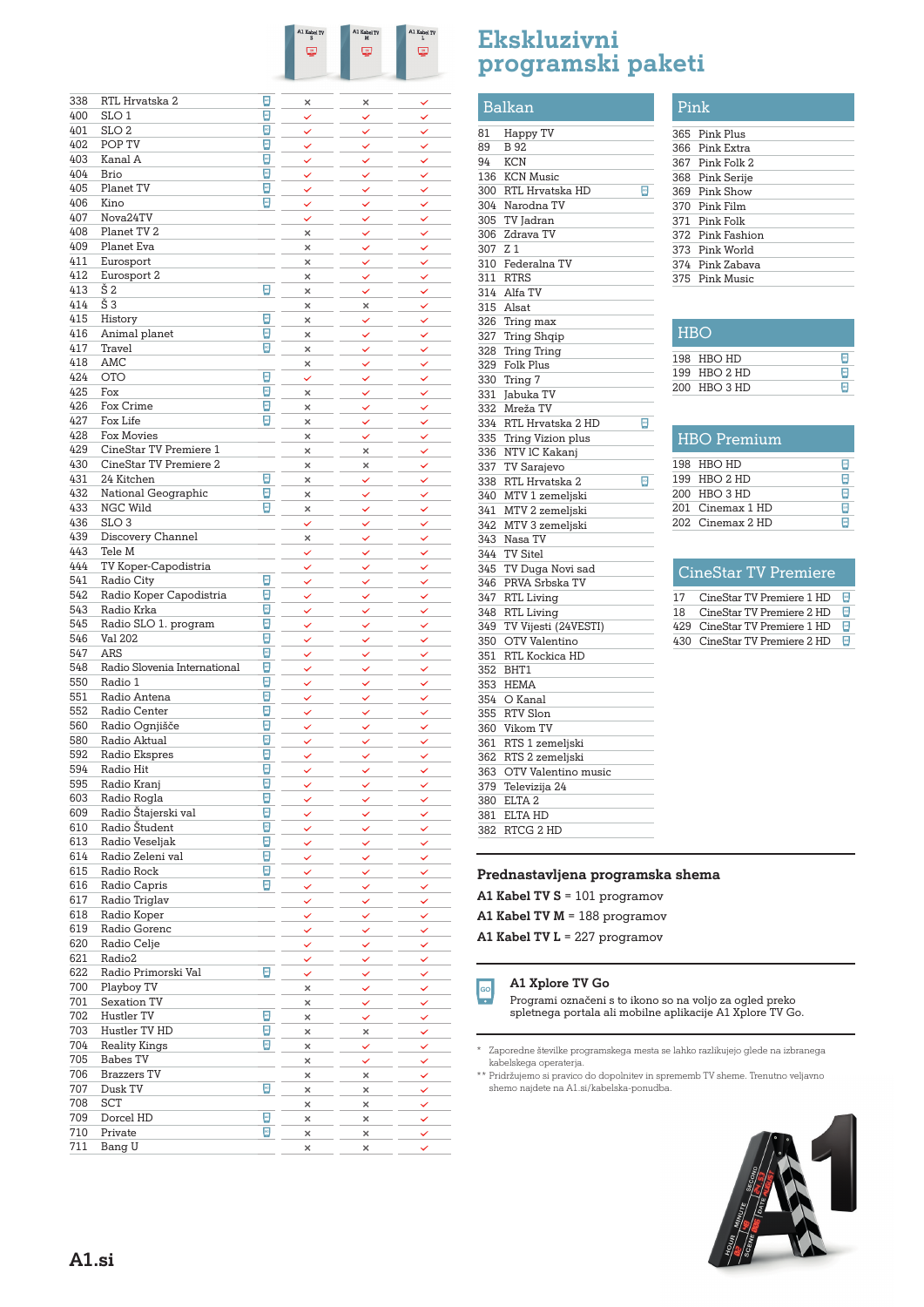| | | GO | A1 Kabel TV S | A1 Kabel TV M | A1 Kabel TV L |
|---|---|---|---|---|---|
| 338 | RTL Hrvatska 2 | GO | × | × | ✓ |
| 400 | SLO 1 | GO | ✓ | ✓ | ✓ |
| 401 | SLO 2 | GO | ✓ | ✓ | ✓ |
| 402 | POP TV | GO | ✓ | ✓ | ✓ |
| 403 | Kanal A | GO | ✓ | ✓ | ✓ |
| 404 | Brio | GO | ✓ | ✓ | ✓ |
| 405 | Planet TV | GO | ✓ | ✓ | ✓ |
| 406 | Kino | GO | ✓ | ✓ | ✓ |
| 407 | Nova24TV | | ✓ | ✓ | ✓ |
| 408 | Planet TV 2 | | × | ✓ | ✓ |
| 409 | Planet Eva | | × | ✓ | ✓ |
| 411 | Eurosport | | × | ✓ | ✓ |
| 412 | Eurosport 2 | | × | ✓ | ✓ |
| 413 | Š 2 | GO | × | ✓ | ✓ |
| 414 | Š 3 | | × | × | ✓ |
| 415 | History | GO | × | ✓ | ✓ |
| 416 | Animal planet | GO | × | ✓ | ✓ |
| 417 | Travel | GO | × | ✓ | ✓ |
| 418 | AMC | | × | ✓ | ✓ |
| 424 | OTO | GO | ✓ | ✓ | ✓ |
| 425 | Fox | GO | × | ✓ | ✓ |
| 426 | Fox Crime | GO | × | ✓ | ✓ |
| 427 | Fox Life | GO | × | ✓ | ✓ |
| 428 | Fox Movies | | × | ✓ | ✓ |
| 429 | CineStar TV Premiere 1 | | × | × | ✓ |
| 430 | CineStar TV Premiere 2 | | × | × | ✓ |
| 431 | 24 Kitchen | GO | × | ✓ | ✓ |
| 432 | National Geographic | GO | × | ✓ | ✓ |
| 433 | NGC Wild | GO | × | ✓ | ✓ |
| 436 | SLO 3 | | ✓ | ✓ | ✓ |
| 439 | Discovery Channel | | × | ✓ | ✓ |
| 443 | Tele M | | ✓ | ✓ | ✓ |
| 444 | TV Koper-Capodistria | | ✓ | ✓ | ✓ |
| 541 | Radio City | GO | ✓ | ✓ | ✓ |
| 542 | Radio Koper Capodistria | GO | ✓ | ✓ | ✓ |
| 543 | Radio Krka | GO | ✓ | ✓ | ✓ |
| 545 | Radio SLO 1. program | GO | ✓ | ✓ | ✓ |
| 546 | Val 202 | GO | ✓ | ✓ | ✓ |
| 547 | ARS | GO | ✓ | ✓ | ✓ |
| 548 | Radio Slovenia International | GO | ✓ | ✓ | ✓ |
| 550 | Radio 1 | GO | ✓ | ✓ | ✓ |
| 551 | Radio Antena | GO | ✓ | ✓ | ✓ |
| 552 | Radio Center | GO | ✓ | ✓ | ✓ |
| 560 | Radio Ognjišče | GO | ✓ | ✓ | ✓ |
| 580 | Radio Aktual | GO | ✓ | ✓ | ✓ |
| 592 | Radio Ekspres | GO | ✓ | ✓ | ✓ |
| 594 | Radio Hit | GO | ✓ | ✓ | ✓ |
| 595 | Radio Kranj | GO | ✓ | ✓ | ✓ |
| 603 | Radio Rogla | GO | ✓ | ✓ | ✓ |
| 609 | Radio Štajerski val | GO | ✓ | ✓ | ✓ |
| 610 | Radio Študent | GO | ✓ | ✓ | ✓ |
| 613 | Radio Veseljak | GO | ✓ | ✓ | ✓ |
| 614 | Radio Zeleni val | GO | ✓ | ✓ | ✓ |
| 615 | Radio Rock | GO | ✓ | ✓ | ✓ |
| 616 | Radio Capris | GO | ✓ | ✓ | ✓ |
| 617 | Radio Triglav | | ✓ | ✓ | ✓ |
| 618 | Radio Koper | | ✓ | ✓ | ✓ |
| 619 | Radio Gorenc | | ✓ | ✓ | ✓ |
| 620 | Radio Celje | | ✓ | ✓ | ✓ |
| 621 | Radio2 | | ✓ | ✓ | ✓ |
| 622 | Radio Primorski Val | GO | ✓ | ✓ | ✓ |
| 700 | Playboy TV | | × | ✓ | ✓ |
| 701 | Sexation TV | | × | ✓ | ✓ |
| 702 | Hustler TV | GO | × | ✓ | ✓ |
| 703 | Hustler TV HD | GO | × | × | ✓ |
| 704 | Reality Kings | GO | × | ✓ | ✓ |
| 705 | Babes TV | | × | ✓ | ✓ |
| 706 | Brazzers TV | | × | × | ✓ |
| 707 | Dusk TV | GO | × | × | ✓ |
| 708 | SCT | | × | × | ✓ |
| 709 | Dorcel HD | GO | × | × | ✓ |
| 710 | Private | GO | × | × | ✓ |
| 711 | Bang U | | × | × | ✓ |

# Ekskluzivni programski paketi

## Balkan

| | | |
|---|---|---|
| 81 | Happy TV | |
| 89 | B 92 | |
| 94 | KCN | |
| 136 | KCN Music | |
| 300 | RTL Hrvatska HD | GO |
| 304 | Narodna TV | |
| 305 | TV Jadran | |
| 306 | Zdrava TV | |
| 307 | Z 1 | |
| 310 | Federalna TV | |
| 311 | RTRS | |
| 314 | Alfa TV | |
| 315 | Alsat | |
| 326 | Tring max | |
| 327 | Tring Shqip | |
| 328 | Tring Tring | |
| 329 | Folk Plus | |
| 330 | Tring 7 | |
| 331 | Jabuka TV | |
| 332 | Mreža TV | |
| 334 | RTL Hrvatska 2 HD | GO |
| 335 | Tring Vizion plus | |
| 336 | NTV IC Kakanj | |
| 337 | TV Sarajevo | |
| 338 | RTL Hrvatska 2 | GO |
| 340 | MTV 1 zemeljski | |
| 341 | MTV 2 zemeljski | |
| 342 | MTV 3 zemeljski | |
| 343 | Nasa TV | |
| 344 | TV Sitel | |
| 345 | TV Duga Novi sad | |
| 346 | PRVA Srbska TV | |
| 347 | RTL Living | |
| 348 | RTL Living | |
| 349 | TV Vijesti (24VESTI) | |
| 350 | OTV Valentino | |
| 351 | RTL Kockica HD | |
| 352 | BHT1 | |
| 353 | HEMA | |
| 354 | O Kanal | |
| 355 | RTV Slon | |
| 360 | Vikom TV | |
| 361 | RTS 1 zemeljski | |
| 362 | RTS 2 zemeljski | |
| 363 | OTV Valentino music | |
| 379 | Televizija 24 | |
| 380 | ELTA 2 | |
| 381 | ELTA HD | |
| 382 | RTCG 2 HD | |

## Pink

| | |
|---|---|
| 365 | Pink Plus |
| 366 | Pink Extra |
| 367 | Pink Folk 2 |
| 368 | Pink Serije |
| 369 | Pink Show |
| 370 | Pink Film |
| 371 | Pink Folk |
| 372 | Pink Fashion |
| 373 | Pink World |
| 374 | Pink Zabava |
| 375 | Pink Music |

## HBO

| | | |
|---|---|---|
| 198 | HBO HD | GO |
| 199 | HBO 2 HD | GO |
| 200 | HBO 3 HD | GO |

## HBO Premium

| | | |
|---|---|---|
| 198 | HBO HD | GO |
| 199 | HBO 2 HD | GO |
| 200 | HBO 3 HD | GO |
| 201 | Cinemax 1 HD | GO |
| 202 | Cinemax 2 HD | GO |

## CineStar TV Premiere

| | | |
|---|---|---|
| 17 | CineStar TV Premiere 1 HD | GO |
| 18 | CineStar TV Premiere 2 HD | GO |
| 429 | CineStar TV Premiere 1 HD | GO |
| 430 | CineStar TV Premiere 2 HD | GO |

### Prednastavljena programska shema

**A1 Kabel TV S** = 101 programov

**A1 Kabel TV M** = 188 programov

**A1 Kabel TV L** = 227 programov

### A1 Xplore TV Go

Programi označeni s to ikono so na voljo za ogled preko spletnega portala ali mobilne aplikacije A1 Xplore TV Go.

\* Zaporedne številke programskega mesta se lahko razlikujejo glede na izbranega kabelskega operaterja.

\*\* Pridržujemo si pravico do dopolnitev in sprememb TV sheme. Trenutno veljavno shemo najdete na A1.si/kabelska-ponudba.

A1.si